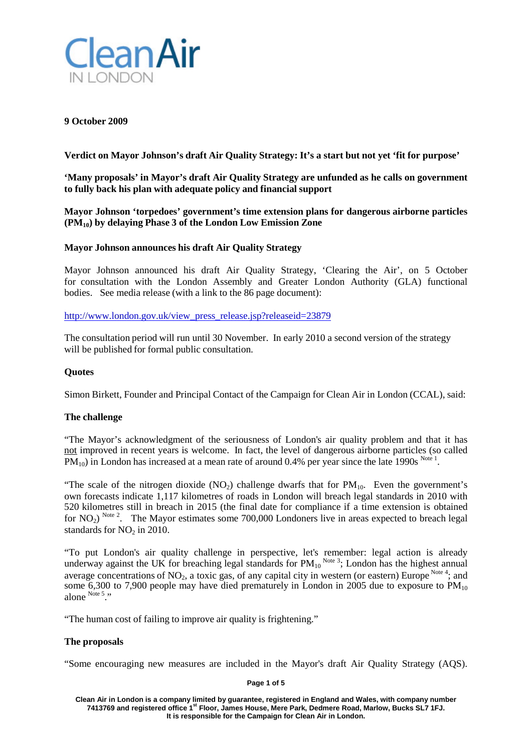Clean Air IN LONDON

**9 October 2009**

**Verdict on Mayor Johnson's draft Air Quality Strategy: It's a start but not yet 'fit for purpose'**

**'Many proposals' in Mayor's draft Air Quality Strategy are unfunded as he calls on government to fully back his plan with adequate policy and financial support**

**Mayor Johnson 'torpedoes' government's time extension plans for dangerous airborne particles ($PM_{10}$) by delaying Phase 3 of the London Low Emission Zone**

**Mayor Johnson announces his draft Air Quality Strategy**

Mayor Johnson announced his draft Air Quality Strategy, 'Clearing the Air', on 5 October for consultation with the London Assembly and Greater London Authority (GLA) functional bodies. See media release (with a link to the 86 page document):

http://www.london.gov.uk/view_press_release.jsp?releaseid=23879

The consultation period will run until 30 November. In early 2010 a second version of the strategy will be published for formal public consultation.

**Quotes**

Simon Birkett, Founder and Principal Contact of the Campaign for Clean Air in London (CCAL), said:

**The challenge**

"The Mayor's acknowledgment of the seriousness of London's air quality problem and that it has not improved in recent years is welcome. In fact, the level of dangerous airborne particles (so called $PM_{10}$) in London has increased at a mean rate of around 0.4% per year since the late 1990s [Note 1].

"The scale of the nitrogen dioxide ($NO_2$) challenge dwarfs that for $PM_{10}$. Even the government's own forecasts indicate 1,117 kilometres of roads in London will breach legal standards in 2010 with 520 kilometres still in breach in 2015 (the final date for compliance if a time extension is obtained for $NO_2$) [Note 2]. The Mayor estimates some 700,000 Londoners live in areas expected to breach legal standards for $NO_2$ in 2010.

"To put London's air quality challenge in perspective, let's remember: legal action is already underway against the UK for breaching legal standards for $PM_{10}$ [Note 3]; London has the highest annual average concentrations of $NO_2$, a toxic gas, of any capital city in western (or eastern) Europe [Note 4]; and some 6,300 to 7,900 people may have died prematurely in London in 2005 due to exposure to $PM_{10}$ alone [Note 5]."

"The human cost of failing to improve air quality is frightening."

**The proposals**

"Some encouraging new measures are included in the Mayor's draft Air Quality Strategy (AQS).

Clean Air in London is a company limited by guarantee, registered in England and Wales, with company number 7413769 and registered office 1st Floor, James House, Mere Park, Dedmere Road, Marlow, Bucks SL7 1FJ. It is responsible for the Campaign for Clean Air in London.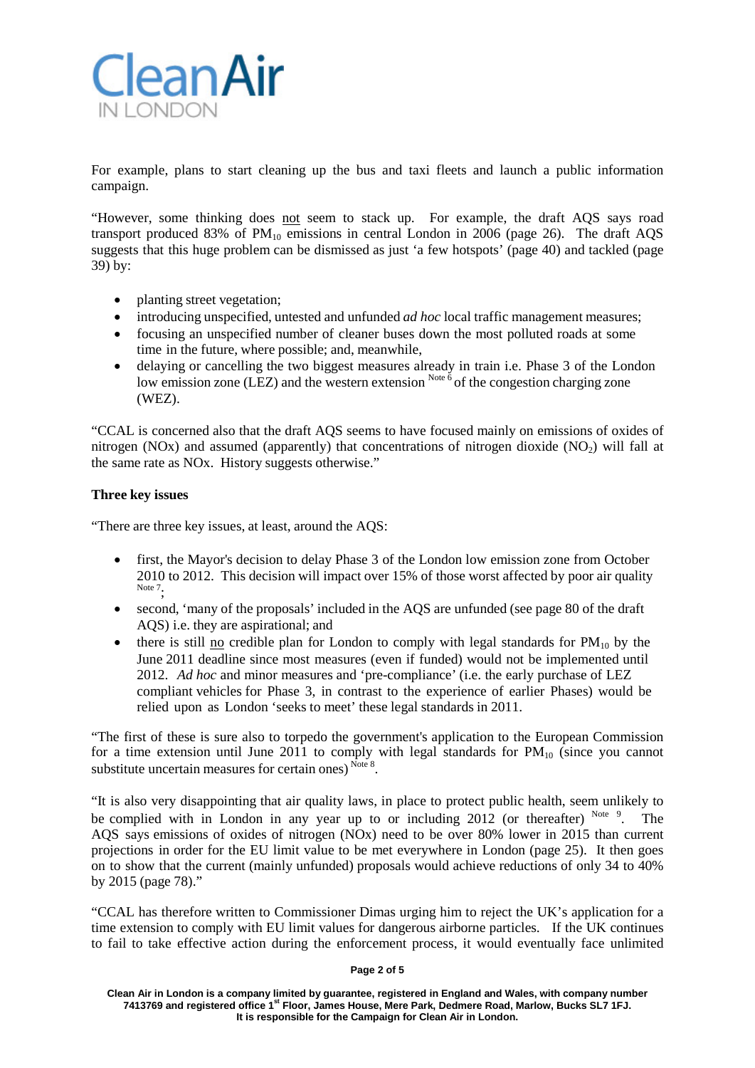For example, plans to start cleaning up the bus and taxi fleets and launch a public information campaign.

"However, some thinking does not seem to stack up. For example, the draft AQS says road transport produced 83% of $PM_{10}$ emissions in central London in 2006 (page 26). The draft AQS suggests that this huge problem can be dismissed as just 'a few hotspots' (page 40) and tackled (page 39) by:

- planting street vegetation;
- introducing unspecified, untested and unfunded *ad hoc* local traffic management measures;
- focusing an unspecified number of cleaner buses down the most polluted roads at some time in the future, where possible; and, meanwhile,
- delaying or cancelling the two biggest measures already in train i.e. Phase 3 of the London low emission zone (LEZ) and the western extension [Note 6] of the congestion charging zone (WEZ).

"CCAL is concerned also that the draft AQS seems to have focused mainly on emissions of oxides of nitrogen (NOx) and assumed (apparently) that concentrations of nitrogen dioxide ($NO_2$) will fall at the same rate as NOx. History suggests otherwise."

**Three key issues**

"There are three key issues, at least, around the AQS:

- first, the Mayor's decision to delay Phase 3 of the London low emission zone from October 2010 to 2012. This decision will impact over 15% of those worst affected by poor air quality [Note 7];
- second, 'many of the proposals' included in the AQS are unfunded (see page 80 of the draft AQS) i.e. they are aspirational; and
- there is still no credible plan for London to comply with legal standards for $PM_{10}$ by the June 2011 deadline since most measures (even if funded) would not be implemented until 2012. *Ad hoc* and minor measures and 'pre-compliance' (i.e. the early purchase of LEZ compliant vehicles for Phase 3, in contrast to the experience of earlier Phases) would be relied upon as London 'seeks to meet' these legal standards in 2011.

"The first of these is sure also to torpedo the government's application to the European Commission for a time extension until June 2011 to comply with legal standards for $PM_{10}$ (since you cannot substitute uncertain measures for certain ones) [Note 8].

"It is also very disappointing that air quality laws, in place to protect public health, seem unlikely to be complied with in London in any year up to or including 2012 (or thereafter) [Note 9]. The AQS says emissions of oxides of nitrogen (NOx) need to be over 80% lower in 2015 than current projections in order for the EU limit value to be met everywhere in London (page 25). It then goes on to show that the current (mainly unfunded) proposals would achieve reductions of only 34 to 40% by 2015 (page 78)."

"CCAL has therefore written to Commissioner Dimas urging him to reject the UK's application for a time extension to comply with EU limit values for dangerous airborne particles. If the UK continues to fail to take effective action during the enforcement process, it would eventually face unlimited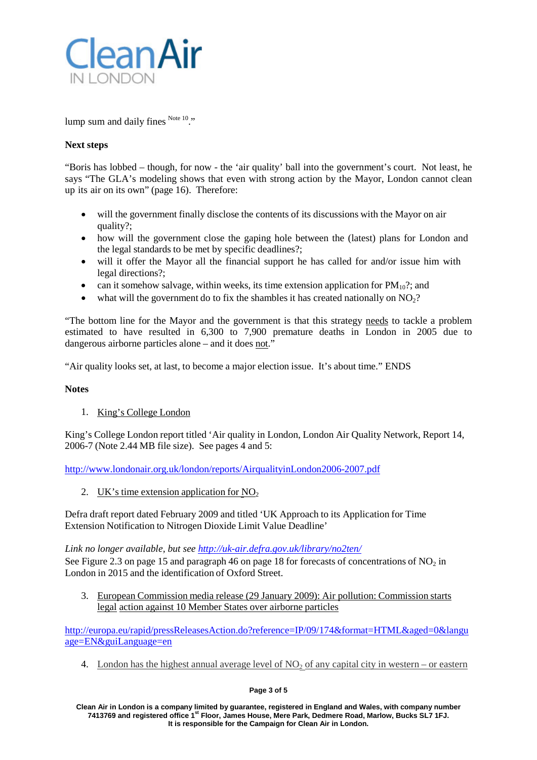lump sum and daily fines [Note 10]."

**Next steps**

"Boris has lobbed – though, for now - the 'air quality' ball into the government's court. Not least, he says "The GLA's modeling shows that even with strong action by the Mayor, London cannot clean up its air on its own" (page 16). Therefore:

- will the government finally disclose the contents of its discussions with the Mayor on air quality?;
- how will the government close the gaping hole between the (latest) plans for London and the legal standards to be met by specific deadlines?;
- will it offer the Mayor all the financial support he has called for and/or issue him with legal directions?;
- can it somehow salvage, within weeks, its time extension application for $PM_{10}$?; and
- what will the government do to fix the shambles it has created nationally on $NO_2$?

"The bottom line for the Mayor and the government is that this strategy needs to tackle a problem estimated to have resulted in 6,300 to 7,900 premature deaths in London in 2005 due to dangerous airborne particles alone – and it does not."

"Air quality looks set, at last, to become a major election issue. It's about time." ENDS

**Notes**

1. King's College London

King's College London report titled 'Air quality in London, London Air Quality Network, Report 14, 2006-7 (Note 2.44 MB file size). See pages 4 and 5:

http://www.londonair.org.uk/london/reports/AirqualityinLondon2006-2007.pdf

2. UK's time extension application for $NO_2$

Defra draft report dated February 2009 and titled 'UK Approach to its Application for Time Extension Notification to Nitrogen Dioxide Limit Value Deadline'

*Link no longer available, but see http://uk-air.defra.gov.uk/library/no2ten/*
See Figure 2.3 on page 15 and paragraph 46 on page 18 for forecasts of concentrations of $NO_2$ in London in 2015 and the identification of Oxford Street.

3. European Commission media release (29 January 2009): Air pollution: Commission starts legal action against 10 Member States over airborne particles

http://europa.eu/rapid/pressReleasesAction.do?reference=IP/09/174&format=HTML&aged=0&language=EN&guiLanguage=en

4. London has the highest annual average level of $NO_2$ of any capital city in western – or eastern

Clean Air in London is a company limited by guarantee, registered in England and Wales, with company number 7413769 and registered office 1st Floor, James House, Mere Park, Dedmere Road, Marlow, Bucks SL7 1FJ.
It is responsible for the Campaign for Clean Air in London.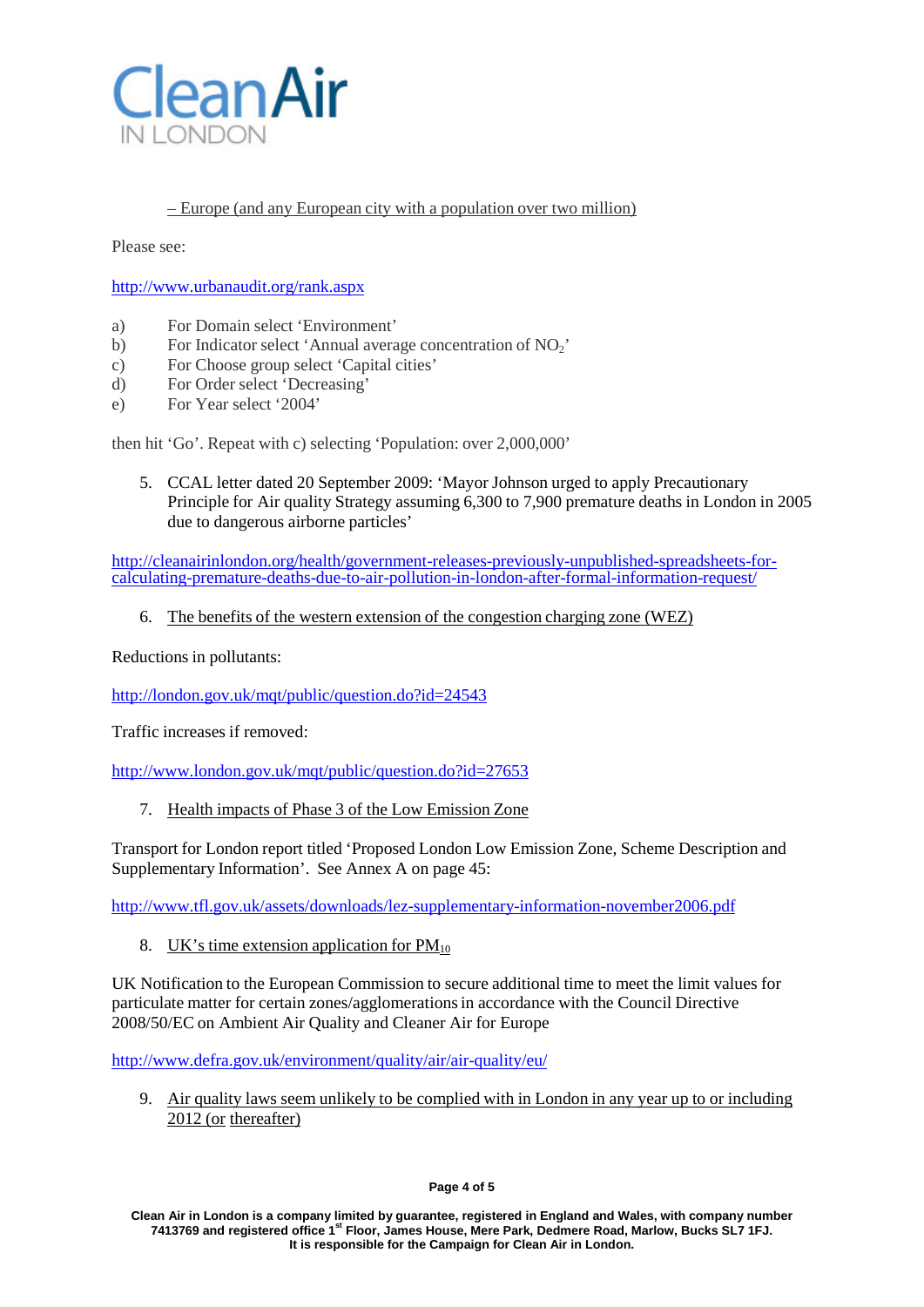– Europe (and any European city with a population over two million)

Please see:

http://www.urbanaudit.org/rank.aspx

a) For Domain select 'Environment'
b) For Indicator select 'Annual average concentration of $NO_2$'
c) For Choose group select 'Capital cities'
d) For Order select 'Decreasing'
e) For Year select '2004'

then hit 'Go'. Repeat with c) selecting 'Population: over 2,000,000'

5. CCAL letter dated 20 September 2009: 'Mayor Johnson urged to apply Precautionary Principle for Air quality Strategy assuming 6,300 to 7,900 premature deaths in London in 2005 due to dangerous airborne particles'

http://cleanairinlondon.org/health/government-releases-previously-unpublished-spreadsheets-for-calculating-premature-deaths-due-to-air-pollution-in-london-after-formal-information-request/

6. The benefits of the western extension of the congestion charging zone (WEZ)

Reductions in pollutants:

http://london.gov.uk/mqt/public/question.do?id=24543

Traffic increases if removed:

http://www.london.gov.uk/mqt/public/question.do?id=27653

7. Health impacts of Phase 3 of the Low Emission Zone

Transport for London report titled 'Proposed London Low Emission Zone, Scheme Description and Supplementary Information'. See Annex A on page 45:

http://www.tfl.gov.uk/assets/downloads/lez-supplementary-information-november2006.pdf

8. UK's time extension application for $PM_{10}$

UK Notification to the European Commission to secure additional time to meet the limit values for particulate matter for certain zones/agglomerations in accordance with the Council Directive 2008/50/EC on Ambient Air Quality and Cleaner Air for Europe

http://www.defra.gov.uk/environment/quality/air/air-quality/eu/

9. Air quality laws seem unlikely to be complied with in London in any year up to or including 2012 (or thereafter)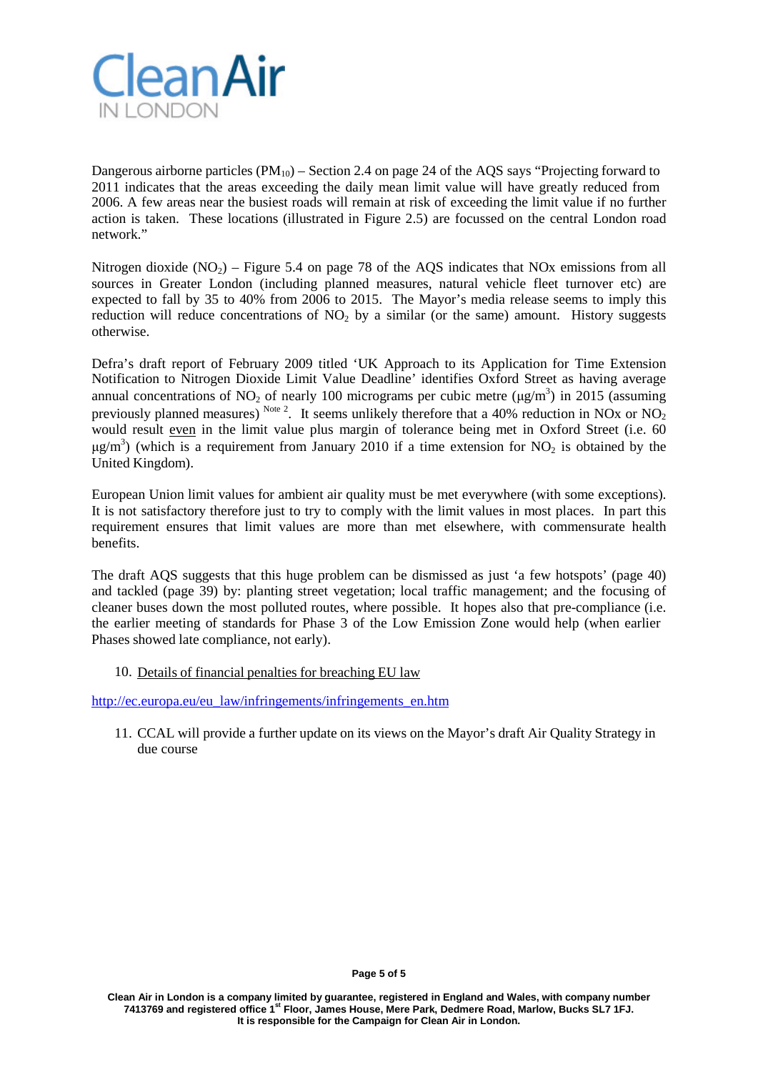Dangerous airborne particles ($PM_{10}$) – Section 2.4 on page 24 of the AQS says "Projecting forward to 2011 indicates that the areas exceeding the daily mean limit value will have greatly reduced from 2006. A few areas near the busiest roads will remain at risk of exceeding the limit value if no further action is taken. These locations (illustrated in Figure 2.5) are focussed on the central London road network."

Nitrogen dioxide ($NO_2$) – Figure 5.4 on page 78 of the AQS indicates that NOx emissions from all sources in Greater London (including planned measures, natural vehicle fleet turnover etc) are expected to fall by 35 to 40% from 2006 to 2015. The Mayor's media release seems to imply this reduction will reduce concentrations of $NO_2$ by a similar (or the same) amount. History suggests otherwise.

Defra's draft report of February 2009 titled 'UK Approach to its Application for Time Extension Notification to Nitrogen Dioxide Limit Value Deadline' identifies Oxford Street as having average annual concentrations of $NO_2$ of nearly 100 micrograms per cubic metre ($\mu g/m^3$) in 2015 (assuming previously planned measures) [Note 2]. It seems unlikely therefore that a 40% reduction in NOx or $NO_2$ would result even in the limit value plus margin of tolerance being met in Oxford Street (i.e. 60 $\mu g/m^3$) (which is a requirement from January 2010 if a time extension for $NO_2$ is obtained by the United Kingdom).

European Union limit values for ambient air quality must be met everywhere (with some exceptions). It is not satisfactory therefore just to try to comply with the limit values in most places. In part this requirement ensures that limit values are more than met elsewhere, with commensurate health benefits.

The draft AQS suggests that this huge problem can be dismissed as just 'a few hotspots' (page 40) and tackled (page 39) by: planting street vegetation; local traffic management; and the focusing of cleaner buses down the most polluted routes, where possible. It hopes also that pre-compliance (i.e. the earlier meeting of standards for Phase 3 of the Low Emission Zone would help (when earlier Phases showed late compliance, not early).

10. Details of financial penalties for breaching EU law

http://ec.europa.eu/eu_law/infringements/infringements_en.htm

11. CCAL will provide a further update on its views on the Mayor's draft Air Quality Strategy in due course

**Clean Air in London is a company limited by guarantee, registered in England and Wales, with company number 7413769 and registered office 1st Floor, James House, Mere Park, Dedmere Road, Marlow, Bucks SL7 1FJ. It is responsible for the Campaign for Clean Air in London.**